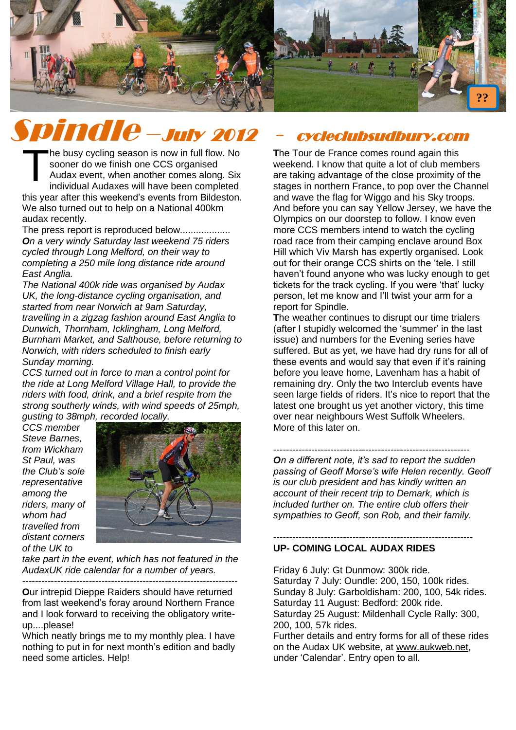# Spindle – July 2012 – cycleclubsudbury.com

The busy cycling season is now in full flow. No sooner do we finish one CCS organised Audax event, when another comes along. Six individual Audaxes will have been completed this year after this weekend's events from Bildeston. We also turned out to help on a National 400km audax recently.

The press report is reproduced below..................

***On** a very windy Saturday last weekend 75 riders cycled through Long Melford, on their way to completing a 250 mile long distance ride around East Anglia.*

*The National 400k ride was organised by Audax UK, the long-distance cycling organisation, and started from near Norwich at 9am Saturday, travelling in a zigzag fashion around East Anglia to Dunwich, Thornham, Icklingham, Long Melford, Burnham Market, and Salthouse, before returning to Norwich, with riders scheduled to finish early Sunday morning.*

*CCS turned out in force to man a control point for the ride at Long Melford Village Hall, to provide the riders with food, drink, and a brief respite from the strong southerly winds, with wind speeds of 25mph, gusting to 38mph, recorded locally.*

*CCS member Steve Barnes, from Wickham St Paul, was the Club's sole representative among the riders, many of whom had travelled from distant corners of the UK to take part in the event, which has not featured in the AudaxUK ride calendar for a number of years.*

---

**O**ur intrepid Dieppe Raiders should have returned from last weekend's foray around Northern France and I look forward to receiving the obligatory write-up....please!

Which neatly brings me to my monthly plea. I have nothing to put in for next month's edition and badly need some articles. Help!

**T**he Tour de France comes round again this weekend. I know that quite a lot of club members are taking advantage of the close proximity of the stages in northern France, to pop over the Channel and wave the flag for Wiggo and his Sky troops. And before you can say Yellow Jersey, we have the Olympics on our doorstep to follow. I know even more CCS members intend to watch the cycling road race from their camping enclave around Box Hill which Viv Marsh has expertly organised. Look out for their orange CCS shirts on the 'tele. I still haven't found anyone who was lucky enough to get tickets for the track cycling. If you were 'that' lucky person, let me know and I'll twist your arm for a report for Spindle.

**T**he weather continues to disrupt our time trialers (after I stupidly welcomed the 'summer' in the last issue) and numbers for the Evening series have suffered. But as yet, we have had dry runs for all of these events and would say that even if it's raining before you leave home, Lavenham has a habit of remaining dry. Only the two Interclub events have seen large fields of riders. It's nice to report that the latest one brought us yet another victory, this time over near neighbours West Suffolk Wheelers. More of this later on.

---

***On** a different note, it's sad to report the sudden passing of Geoff Morse's wife Helen recently. Geoff is our club president and has kindly written an account of their recent trip to Demark, which is included further on. The entire club offers their sympathies to Geoff, son Rob, and their family.*

---

**UP- COMING LOCAL AUDAX RIDES**

Friday 6 July: Gt Dunmow: 300k ride.
Saturday 7 July: Oundle: 200, 150, 100k rides.
Sunday 8 July: Garboldisham: 200, 100, 54k rides.
Saturday 11 August: Bedford: 200k ride.
Saturday 25 August: Mildenhall Cycle Rally: 300, 200, 100, 57k rides.
Further details and entry forms for all of these rides on the Audax UK website, at www.aukweb.net, under 'Calendar'. Entry open to all.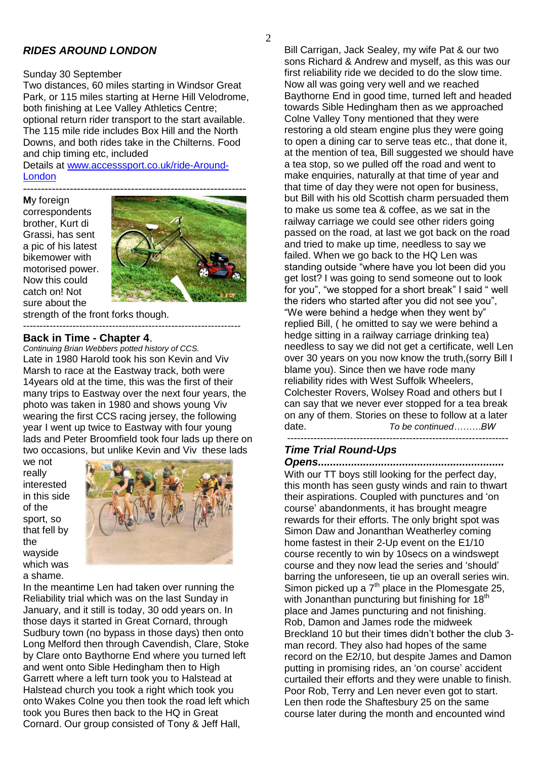## *RIDES AROUND LONDON*

Sunday 30 September

Two distances, 60 miles starting in Windsor Great Park, or 115 miles starting at Herne Hill Velodrome, both finishing at Lee Valley Athletics Centre; optional return rider transport to the start available. The 115 mile ride includes Box Hill and the North Downs, and both rides take in the Chilterns. Food and chip timing etc, included

Details at [www.accesssport.co.uk/ride-Around-London](www.accesssport.co.uk/ride-Around-London)

---

**M**y foreign correspondents brother, Kurt di Grassi, has sent a pic of his latest bikemower with motorised power. Now this could catch on! Not sure about the strength of the front forks though.

---

## Back in Time - Chapter 4.

*Continuing Brian Webbers potted history of CCS.*

Late in 1980 Harold took his son Kevin and Viv Marsh to race at the Eastway track, both were 14years old at the time, this was the first of their many trips to Eastway over the next four years, the photo was taken in 1980 and shows young Viv wearing the first CCS racing jersey, the following year I went up twice to Eastway with four young lads and Peter Broomfield took four lads up there on two occasions, but unlike Kevin and Viv these lads we not really interested in this side of the sport, so that fell by the wayside which was a shame.

In the meantime Len had taken over running the Reliability trial which was on the last Sunday in January, and it still is today, 30 odd years on. In those days it started in Great Cornard, through Sudbury town (no bypass in those days) then onto Long Melford then through Cavendish, Clare, Stoke by Clare onto Baythorne End where you turned left and went onto Sible Hedingham then to High Garrett where a left turn took you to Halstead at Halstead church you took a right which took you onto Wakes Colne you then took the road left which took you Bures then back to the HQ in Great Cornard. Our group consisted of Tony & Jeff Hall, Bill Carrigan, Jack Sealey, my wife Pat & our two sons Richard & Andrew and myself, as this was our first reliability ride we decided to do the slow time. Now all was going very well and we reached Baythorne End in good time, turned left and headed towards Sible Hedingham then as we approached Colne Valley Tony mentioned that they were restoring a old steam engine plus they were going to open a dining car to serve teas etc., that done it, at the mention of tea, Bill suggested we should have a tea stop, so we pulled off the road and went to make enquiries, naturally at that time of year and that time of day they were not open for business, but Bill with his old Scottish charm persuaded them to make us some tea & coffee, as we sat in the railway carriage we could see other riders going passed on the road, at last we got back on the road and tried to make up time, needless to say we failed. When we go back to the HQ Len was standing outside "where have you lot been did you get lost? I was going to send someone out to look for you", "we stopped for a short break" I said " well the riders who started after you did not see you", "We were behind a hedge when they went by" replied Bill, ( he omitted to say we were behind a hedge sitting in a railway carriage drinking tea) needless to say we did not get a certificate, well Len over 30 years on you now know the truth,(sorry Bill I blame you). Since then we have rode many reliability rides with West Suffolk Wheelers, Colchester Rovers, Wolsey Road and others but I can say that we never ever stopped for a tea break on any of them. Stories on these to follow at a later date. *To be continued………BW*

---

## *Time Trial Round-Ups*

***Opens............................................................***

With our TT boys still looking for the perfect day, this month has seen gusty winds and rain to thwart their aspirations. Coupled with punctures and 'on course' abandonments, it has brought meagre rewards for their efforts. The only bright spot was Simon Daw and Jonanthan Weatherley coming home fastest in their 2-Up event on the E1/10 course recently to win by 10secs on a windswept course and they now lead the series and 'should' barring the unforeseen, tie up an overall series win. Simon picked up a 7th place in the Plomesgate 25, with Jonanthan puncturing but finishing for 18th place and James puncturing and not finishing. Rob, Damon and James rode the midweek Breckland 10 but their times didn't bother the club 3-man record. They also had hopes of the same record on the E2/10, but despite James and Damon putting in promising rides, an 'on course' accident curtailed their efforts and they were unable to finish. Poor Rob, Terry and Len never even got to start. Len then rode the Shaftesbury 25 on the same course later during the month and encounted wind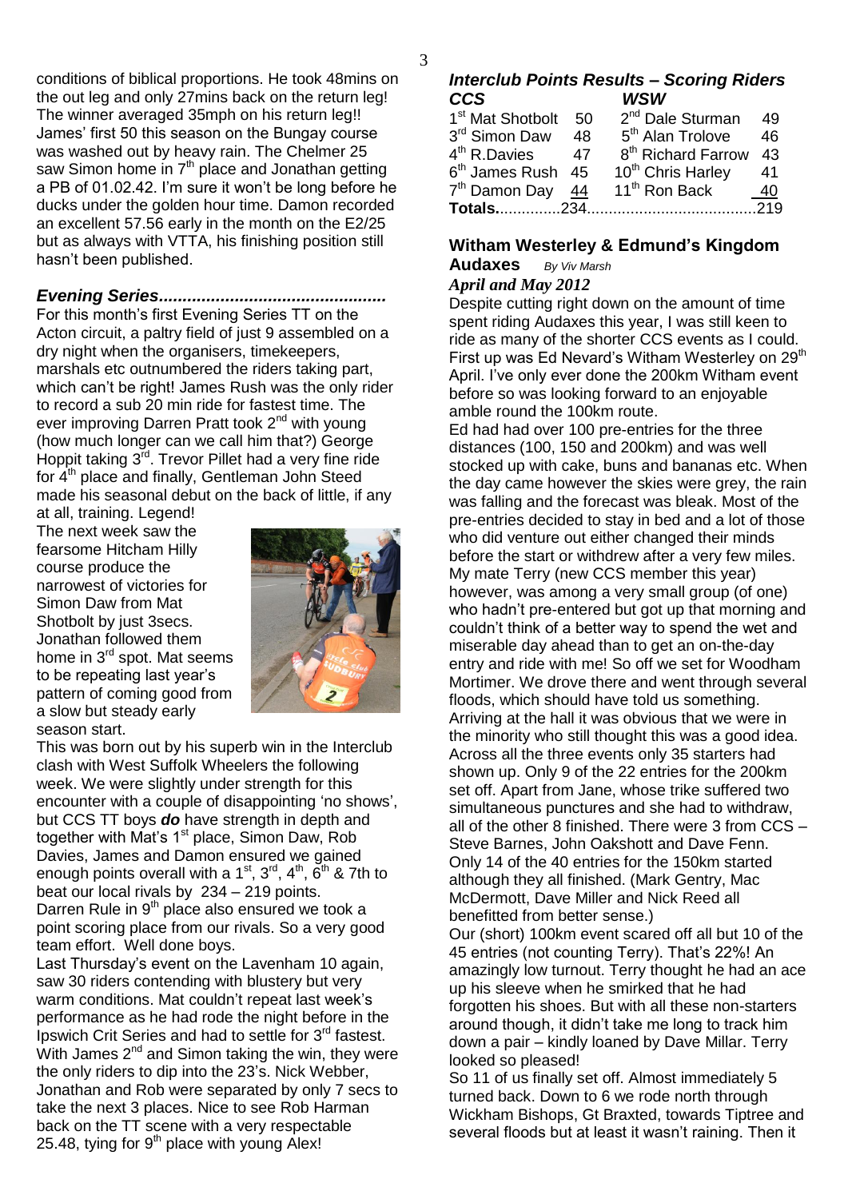conditions of biblical proportions. He took 48mins on the out leg and only 27mins back on the return leg! The winner averaged 35mph on his return leg!! James' first 50 this season on the Bungay course was washed out by heavy rain. The Chelmer 25 saw Simon home in 7th place and Jonathan getting a PB of 01.02.42. I'm sure it won't be long before he ducks under the golden hour time. Damon recorded an excellent 57.56 early in the month on the E2/25 but as always with VTTA, his finishing position still hasn't been published.

### *Evening Series...............................................*

For this month's first Evening Series TT on the Acton circuit, a paltry field of just 9 assembled on a dry night when the organisers, timekeepers, marshals etc outnumbered the riders taking part, which can't be right! James Rush was the only rider to record a sub 20 min ride for fastest time. The ever improving Darren Pratt took 2nd with young (how much longer can we call him that?) George Hoppit taking 3rd. Trevor Pillet had a very fine ride for 4th place and finally, Gentleman John Steed made his seasonal debut on the back of little, if any at all, training. Legend!

The next week saw the fearsome Hitcham Hilly course produce the narrowest of victories for Simon Daw from Mat Shotbolt by just 3secs. Jonathan followed them home in 3rd spot. Mat seems to be repeating last year's pattern of coming good from a slow but steady early season start.

This was born out by his superb win in the Interclub clash with West Suffolk Wheelers the following week. We were slightly under strength for this encounter with a couple of disappointing 'no shows', but CCS TT boys ***do*** have strength in depth and together with Mat's 1st place, Simon Daw, Rob Davies, James and Damon ensured we gained enough points overall with a 1st, 3rd, 4th, 6th & 7th to beat our local rivals by 234 – 219 points.

Darren Rule in 9th place also ensured we took a point scoring place from our rivals. So a very good team effort. Well done boys.

Last Thursday's event on the Lavenham 10 again, saw 30 riders contending with blustery but very warm conditions. Mat couldn't repeat last week's performance as he had rode the night before in the Ipswich Crit Series and had to settle for 3rd fastest. With James 2nd and Simon taking the win, they were the only riders to dip into the 23's. Nick Webber, Jonathan and Rob were separated by only 7 secs to take the next 3 places. Nice to see Rob Harman back on the TT scene with a very respectable 25.48, tying for 9th place with young Alex!

### *Interclub Points Results – Scoring Riders*

| ***CCS*** | | ***WSW*** | |
|---|---|---|---|
| 1st Mat Shotbolt | 50 | 2nd Dale Sturman | 49 |
| 3rd Simon Daw | 48 | 5th Alan Trolove | 46 |
| 4th R.Davies | 47 | 8th Richard Farrow | 43 |
| 6th James Rush | 45 | 10th Chris Harley | 41 |
| 7th Damon Day | 44 | 11th Ron Back | 40 |
| **Totals** | 234 | | 219 |

## Witham Westerley & Edmund's Kingdom Audaxes

*By Viv Marsh*

### *April and May 2012*

Despite cutting right down on the amount of time spent riding Audaxes this year, I was still keen to ride as many of the shorter CCS events as I could. First up was Ed Nevard's Witham Westerley on 29th April. I've only ever done the 200km Witham event before so was looking forward to an enjoyable amble round the 100km route.

Ed had had over 100 pre-entries for the three distances (100, 150 and 200km) and was well stocked up with cake, buns and bananas etc. When the day came however the skies were grey, the rain was falling and the forecast was bleak. Most of the pre-entries decided to stay in bed and a lot of those who did venture out either changed their minds before the start or withdrew after a very few miles. My mate Terry (new CCS member this year) however, was among a very small group (of one) who hadn't pre-entered but got up that morning and couldn't think of a better way to spend the wet and miserable day ahead than to get an on-the-day entry and ride with me! So off we set for Woodham Mortimer. We drove there and went through several floods, which should have told us something. Arriving at the hall it was obvious that we were in the minority who still thought this was a good idea. Across all the three events only 35 starters had shown up. Only 9 of the 22 entries for the 200km set off. Apart from Jane, whose trike suffered two simultaneous punctures and she had to withdraw, all of the other 8 finished. There were 3 from CCS – Steve Barnes, John Oakshott and Dave Fenn. Only 14 of the 40 entries for the 150km started although they all finished. (Mark Gentry, Mac McDermott, Dave Miller and Nick Reed all benefitted from better sense.)

Our (short) 100km event scared off all but 10 of the 45 entries (not counting Terry). That's 22%! An amazingly low turnout. Terry thought he had an ace up his sleeve when he smirked that he had forgotten his shoes. But with all these non-starters around though, it didn't take me long to track him down a pair – kindly loaned by Dave Millar. Terry looked so pleased!

So 11 of us finally set off. Almost immediately 5 turned back. Down to 6 we rode north through Wickham Bishops, Gt Braxted, towards Tiptree and several floods but at least it wasn't raining. Then it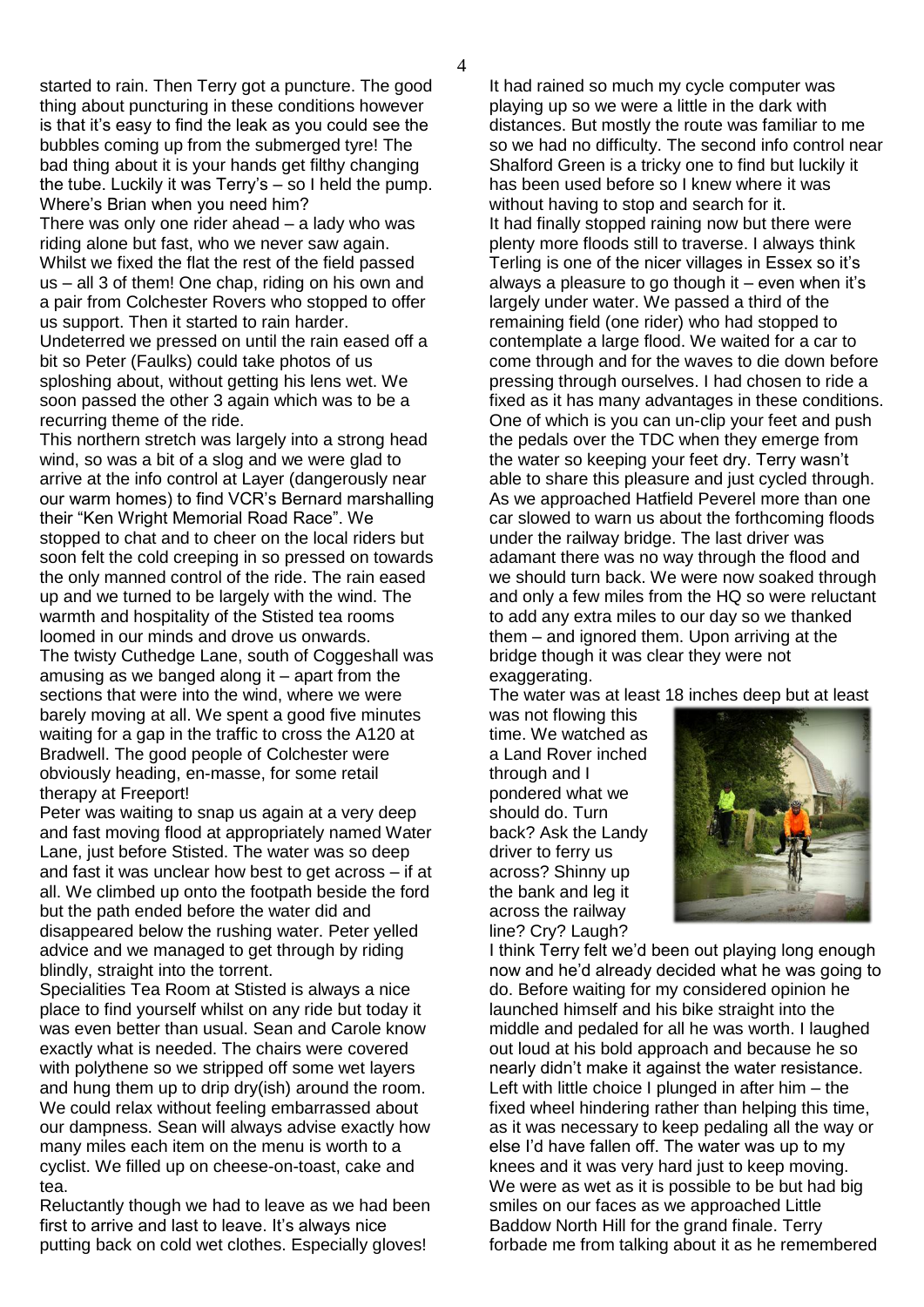started to rain. Then Terry got a puncture. The good thing about puncturing in these conditions however is that it's easy to find the leak as you could see the bubbles coming up from the submerged tyre! The bad thing about it is your hands get filthy changing the tube. Luckily it was Terry's – so I held the pump. Where's Brian when you need him?

There was only one rider ahead – a lady who was riding alone but fast, who we never saw again. Whilst we fixed the flat the rest of the field passed us – all 3 of them! One chap, riding on his own and a pair from Colchester Rovers who stopped to offer us support. Then it started to rain harder.

Undeterred we pressed on until the rain eased off a bit so Peter (Faulks) could take photos of us sploshing about, without getting his lens wet. We soon passed the other 3 again which was to be a recurring theme of the ride.

This northern stretch was largely into a strong head wind, so was a bit of a slog and we were glad to arrive at the info control at Layer (dangerously near our warm homes) to find VCR's Bernard marshalling their "Ken Wright Memorial Road Race". We stopped to chat and to cheer on the local riders but soon felt the cold creeping in so pressed on towards the only manned control of the ride. The rain eased up and we turned to be largely with the wind. The warmth and hospitality of the Stisted tea rooms loomed in our minds and drove us onwards.

The twisty Cuthedge Lane, south of Coggeshall was amusing as we banged along it – apart from the sections that were into the wind, where we were barely moving at all. We spent a good five minutes waiting for a gap in the traffic to cross the A120 at Bradwell. The good people of Colchester were obviously heading, en-masse, for some retail therapy at Freeport!

Peter was waiting to snap us again at a very deep and fast moving flood at appropriately named Water Lane, just before Stisted. The water was so deep and fast it was unclear how best to get across – if at all. We climbed up onto the footpath beside the ford but the path ended before the water did and disappeared below the rushing water. Peter yelled advice and we managed to get through by riding blindly, straight into the torrent.

Specialities Tea Room at Stisted is always a nice place to find yourself whilst on any ride but today it was even better than usual. Sean and Carole know exactly what is needed. The chairs were covered with polythene so we stripped off some wet layers and hung them up to drip dry(ish) around the room. We could relax without feeling embarrassed about our dampness. Sean will always advise exactly how many miles each item on the menu is worth to a cyclist. We filled up on cheese-on-toast, cake and tea.

Reluctantly though we had to leave as we had been first to arrive and last to leave. It's always nice putting back on cold wet clothes. Especially gloves!

It had rained so much my cycle computer was playing up so we were a little in the dark with distances. But mostly the route was familiar to me so we had no difficulty. The second info control near Shalford Green is a tricky one to find but luckily it has been used before so I knew where it was without having to stop and search for it.

It had finally stopped raining now but there were plenty more floods still to traverse. I always think Terling is one of the nicer villages in Essex so it's always a pleasure to go though it – even when it's largely under water. We passed a third of the remaining field (one rider) who had stopped to contemplate a large flood. We waited for a car to come through and for the waves to die down before pressing through ourselves. I had chosen to ride a fixed as it has many advantages in these conditions. One of which is you can un-clip your feet and push the pedals over the TDC when they emerge from the water so keeping your feet dry. Terry wasn't able to share this pleasure and just cycled through.

As we approached Hatfield Peverel more than one car slowed to warn us about the forthcoming floods under the railway bridge. The last driver was adamant there was no way through the flood and we should turn back. We were now soaked through and only a few miles from the HQ so were reluctant to add any extra miles to our day so we thanked them – and ignored them. Upon arriving at the bridge though it was clear they were not exaggerating.

The water was at least 18 inches deep but at least was not flowing this time. We watched as a Land Rover inched through and I pondered what we should do. Turn back? Ask the Landy driver to ferry us across? Shinny up the bank and leg it across the railway line? Cry? Laugh?

I think Terry felt we'd been out playing long enough now and he'd already decided what he was going to do. Before waiting for my considered opinion he launched himself and his bike straight into the middle and pedaled for all he was worth. I laughed out loud at his bold approach and because he so nearly didn't make it against the water resistance. Left with little choice I plunged in after him – the fixed wheel hindering rather than helping this time, as it was necessary to keep pedaling all the way or else I'd have fallen off. The water was up to my knees and it was very hard just to keep moving. We were as wet as it is possible to be but had big smiles on our faces as we approached Little Baddow North Hill for the grand finale. Terry forbade me from talking about it as he remembered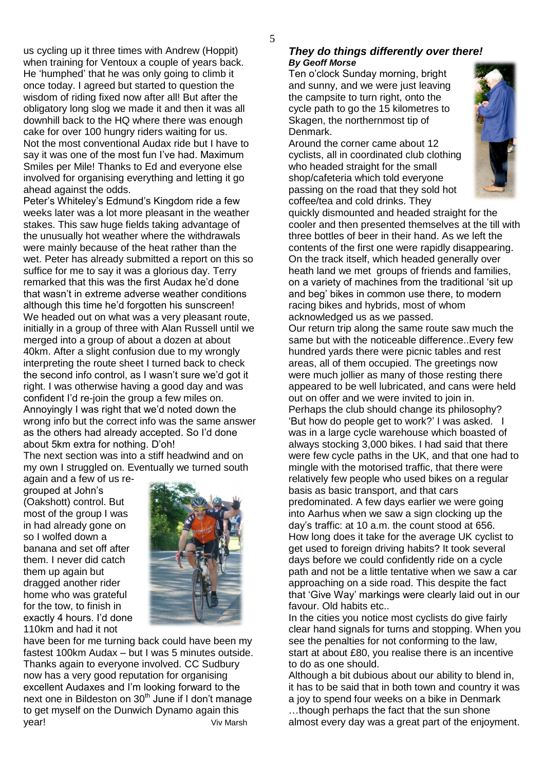us cycling up it three times with Andrew (Hoppit) when training for Ventoux a couple of years back. He 'humphed' that he was only going to climb it once today. I agreed but started to question the wisdom of riding fixed now after all! But after the obligatory long slog we made it and then it was all downhill back to the HQ where there was enough cake for over 100 hungry riders waiting for us. Not the most conventional Audax ride but I have to say it was one of the most fun I've had. Maximum Smiles per Mile! Thanks to Ed and everyone else involved for organising everything and letting it go ahead against the odds.

Peter's Whiteley's Edmund's Kingdom ride a few weeks later was a lot more pleasant in the weather stakes. This saw huge fields taking advantage of the unusually hot weather where the withdrawals were mainly because of the heat rather than the wet. Peter has already submitted a report on this so suffice for me to say it was a glorious day. Terry remarked that this was the first Audax he'd done that wasn't in extreme adverse weather conditions although this time he'd forgotten his sunscreen! We headed out on what was a very pleasant route, initially in a group of three with Alan Russell until we merged into a group of about a dozen at about 40km. After a slight confusion due to my wrongly interpreting the route sheet I turned back to check the second info control, as I wasn't sure we'd got it right. I was otherwise having a good day and was confident I'd re-join the group a few miles on. Annoyingly I was right that we'd noted down the wrong info but the correct info was the same answer as the others had already accepted. So I'd done about 5km extra for nothing. D'oh!

The next section was into a stiff headwind and on my own I struggled on. Eventually we turned south again and a few of us re-grouped at John's (Oakshott) control. But most of the group I was in had already gone on so I wolfed down a banana and set off after them. I never did catch them up again but dragged another rider home who was grateful for the tow, to finish in exactly 4 hours. I'd done 110km and had it not have been for me turning back could have been my fastest 100km Audax – but I was 5 minutes outside. Thanks again to everyone involved. CC Sudbury now has a very good reputation for organising excellent Audaxes and I'm looking forward to the next one in Bildeston on 30th June if I don't manage to get myself on the Dunwich Dynamo again this year!

Viv Marsh

## *They do things differently over there!*

***By Geoff Morse***

Ten o'clock Sunday morning, bright and sunny, and we were just leaving the campsite to turn right, onto the cycle path to go the 15 kilometres to Skagen, the northernmost tip of Denmark.

Around the corner came about 12 cyclists, all in coordinated club clothing who headed straight for the small shop/cafeteria which told everyone passing on the road that they sold hot coffee/tea and cold drinks. They quickly dismounted and headed straight for the cooler and then presented themselves at the till with three bottles of beer in their hand. As we left the contents of the first one were rapidly disappearing. On the track itself, which headed generally over heath land we met groups of friends and families, on a variety of machines from the traditional 'sit up and beg' bikes in common use there, to modern racing bikes and hybrids, most of whom acknowledged us as we passed.

Our return trip along the same route saw much the same but with the noticeable difference..Every few hundred yards there were picnic tables and rest areas, all of them occupied. The greetings now were much jollier as many of those resting there appeared to be well lubricated, and cans were held out on offer and we were invited to join in.

Perhaps the club should change its philosophy?

'But how do people get to work?' I was asked. I was in a large cycle warehouse which boasted of always stocking 3,000 bikes. I had said that there were few cycle paths in the UK, and that one had to mingle with the motorised traffic, that there were relatively few people who used bikes on a regular basis as basic transport, and that cars predominated. A few days earlier we were going into Aarhus when we saw a sign clocking up the day's traffic: at 10 a.m. the count stood at 656.

How long does it take for the average UK cyclist to get used to foreign driving habits? It took several days before we could confidently ride on a cycle path and not be a little tentative when we saw a car approaching on a side road. This despite the fact that 'Give Way' markings were clearly laid out in our favour. Old habits etc..

In the cities you notice most cyclists do give fairly clear hand signals for turns and stopping. When you see the penalties for not conforming to the law, start at about £80, you realise there is an incentive to do as one should.

Although a bit dubious about our ability to blend in, it has to be said that in both town and country it was a joy to spend four weeks on a bike in Denmark …though perhaps the fact that the sun shone almost every day was a great part of the enjoyment.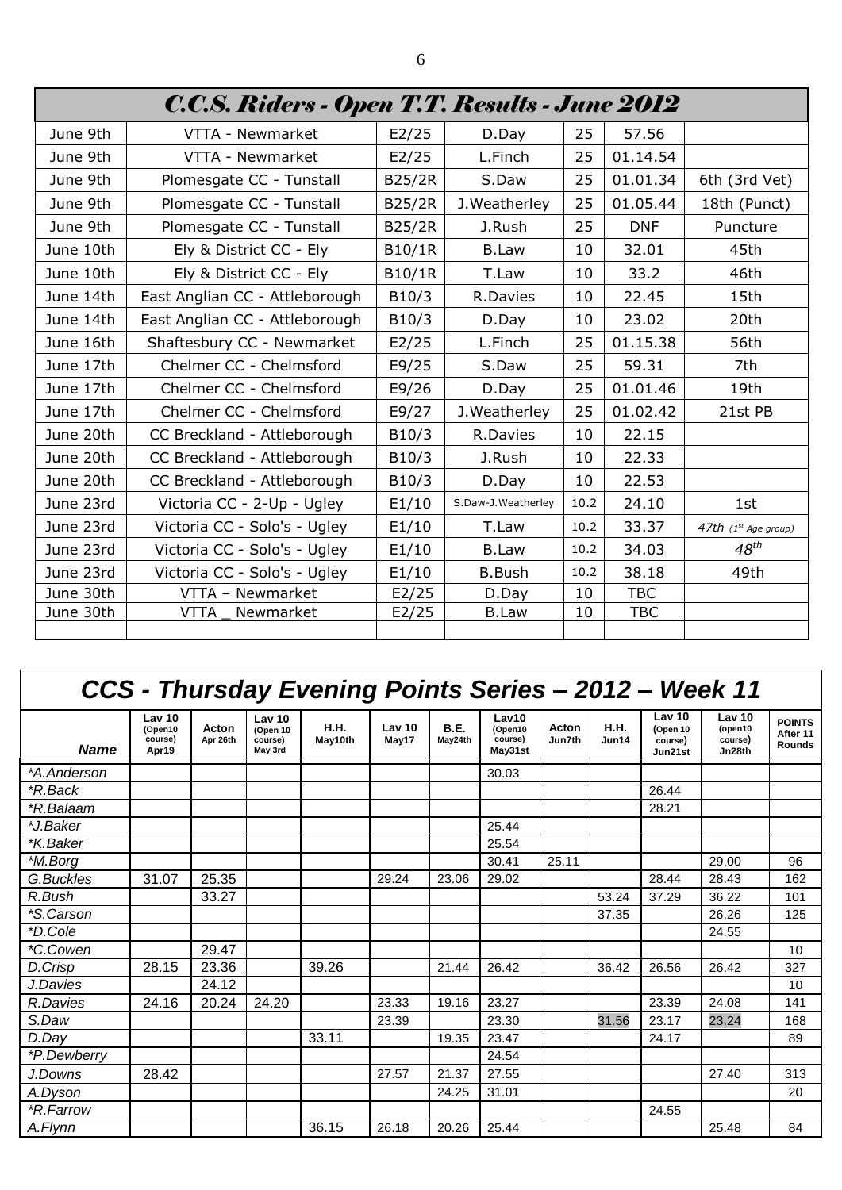## C.C.S. Riders - Open T.T. Results - June 2012

| Date | Event | Course | Rider | Dist | Time | Position |
|---|---|---|---|---|---|---|
| June 9th | VTTA - Newmarket | E2/25 | D.Day | 25 | 57.56 | |
| June 9th | VTTA - Newmarket | E2/25 | L.Finch | 25 | 01.14.54 | |
| June 9th | Plomesgate CC - Tunstall | B25/2R | S.Daw | 25 | 01.01.34 | 6th (3rd Vet) |
| June 9th | Plomesgate CC - Tunstall | B25/2R | J.Weatherley | 25 | 01.05.44 | 18th (Punct) |
| June 9th | Plomesgate CC - Tunstall | B25/2R | J.Rush | 25 | DNF | Puncture |
| June 10th | Ely & District CC - Ely | B10/1R | B.Law | 10 | 32.01 | 45th |
| June 10th | Ely & District CC - Ely | B10/1R | T.Law | 10 | 33.2 | 46th |
| June 14th | East Anglian CC - Attleborough | B10/3 | R.Davies | 10 | 22.45 | 15th |
| June 14th | East Anglian CC - Attleborough | B10/3 | D.Day | 10 | 23.02 | 20th |
| June 16th | Shaftesbury CC - Newmarket | E2/25 | L.Finch | 25 | 01.15.38 | 56th |
| June 17th | Chelmer CC - Chelmsford | E9/25 | S.Daw | 25 | 59.31 | 7th |
| June 17th | Chelmer CC - Chelmsford | E9/26 | D.Day | 25 | 01.01.46 | 19th |
| June 17th | Chelmer CC - Chelmsford | E9/27 | J.Weatherley | 25 | 01.02.42 | 21st PB |
| June 20th | CC Breckland - Attleborough | B10/3 | R.Davies | 10 | 22.15 | |
| June 20th | CC Breckland - Attleborough | B10/3 | J.Rush | 10 | 22.33 | |
| June 20th | CC Breckland - Attleborough | B10/3 | D.Day | 10 | 22.53 | |
| June 23rd | Victoria CC - 2-Up - Ugley | E1/10 | S.Daw-J.Weatherley | 10.2 | 24.10 | 1st |
| June 23rd | Victoria CC - Solo's - Ugley | E1/10 | T.Law | 10.2 | 33.37 | *47th (1st Age group)* |
| June 23rd | Victoria CC - Solo's - Ugley | E1/10 | B.Law | 10.2 | 34.03 | *48th* |
| June 23rd | Victoria CC - Solo's - Ugley | E1/10 | B.Bush | 10.2 | 38.18 | 49th |
| June 30th | VTTA – Newmarket | E2/25 | D.Day | 10 | TBC | |
| June 30th | VTTA _ Newmarket | E2/25 | B.Law | 10 | TBC | |
| | | | | | | |

## CCS - Thursday Evening Points Series – 2012 – Week 11

| *Name* | Lav 10 (Open10 course) Apr19 | Acton Apr 26th | Lav 10 (Open 10 course) May 3rd | H.H. May10th | Lav 10 May17 | B.E. May24th | Lav10 (Open10 course) May31st | Acton Jun7th | H.H. Jun14 | Lav 10 (Open 10 course) Jun21st | Lav 10 (open10 course) Jn28th | POINTS After 11 Rounds |
|---|---|---|---|---|---|---|---|---|---|---|---|---|
| *\*A.Anderson* | | | | | | | 30.03 | | | | | |
| *\*R.Back* | | | | | | | | | | 26.44 | | |
| *\*R.Balaam* | | | | | | | | | | 28.21 | | |
| *\*J.Baker* | | | | | | | 25.44 | | | | | |
| *\*K.Baker* | | | | | | | 25.54 | | | | | |
| *\*M.Borg* | | | | | | | 30.41 | 25.11 | | | 29.00 | 96 |
| *G.Buckles* | 31.07 | 25.35 | | | 29.24 | 23.06 | 29.02 | | | 28.44 | 28.43 | 162 |
| *R.Bush* | | 33.27 | | | | | | | 53.24 | 37.29 | 36.22 | 101 |
| *\*S.Carson* | | | | | | | | | 37.35 | | 26.26 | 125 |
| *\*D.Cole* | | | | | | | | | | | 24.55 | |
| *\*C.Cowen* | | 29.47 | | | | | | | | | | 10 |
| *D.Crisp* | 28.15 | 23.36 | | 39.26 | | 21.44 | 26.42 | | 36.42 | 26.56 | 26.42 | 327 |
| *J.Davies* | | 24.12 | | | | | | | | | | 10 |
| *R.Davies* | 24.16 | 20.24 | 24.20 | | 23.33 | 19.16 | 23.27 | | | 23.39 | 24.08 | 141 |
| *S.Daw* | | | | | 23.39 | | 23.30 | | 31.56 | 23.17 | 23.24 | 168 |
| *D.Day* | | | | 33.11 | | 19.35 | 23.47 | | | 24.17 | | 89 |
| *\*P.Dewberry* | | | | | | | 24.54 | | | | | |
| *J.Downs* | 28.42 | | | | 27.57 | 21.37 | 27.55 | | | | 27.40 | 313 |
| *A.Dyson* | | | | | | 24.25 | 31.01 | | | | | 20 |
| *\*R.Farrow* | | | | | | | | | | 24.55 | | |
| *A.Flynn* | | | | 36.15 | 26.18 | 20.26 | 25.44 | | | | 25.48 | 84 |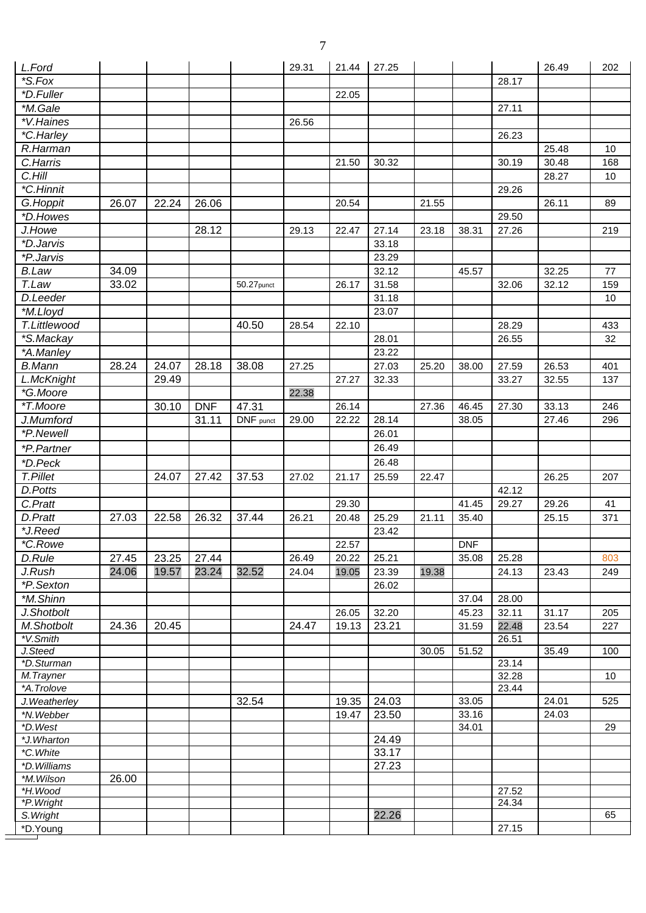| | | | | | | | | | | | | |
|---|---|---|---|---|---|---|---|---|---|---|---|---|
| L.Ford | | | | | 29.31 | 21.44 | 27.25 | | | | 26.49 | 202 |
| *S.Fox | | | | | | | | | | 28.17 | | |
| *D.Fuller | | | | | | 22.05 | | | | | | |
| *M.Gale | | | | | | | | | | 27.11 | | |
| *V.Haines | | | | | 26.56 | | | | | | | |
| *C.Harley | | | | | | | | | | 26.23 | | |
| R.Harman | | | | | | | | | | | 25.48 | 10 |
| C.Harris | | | | | | 21.50 | 30.32 | | | 30.19 | 30.48 | 168 |
| C.Hill | | | | | | | | | | | 28.27 | 10 |
| *C.Hinnit | | | | | | | | | | 29.26 | | |
| G.Hoppit | 26.07 | 22.24 | 26.06 | | | 20.54 | | 21.55 | | | 26.11 | 89 |
| *D.Howes | | | | | | | | | | 29.50 | | |
| J.Howe | | | 28.12 | | 29.13 | 22.47 | 27.14 | 23.18 | 38.31 | 27.26 | | 219 |
| *D.Jarvis | | | | | | | 33.18 | | | | | |
| *P.Jarvis | | | | | | | 23.29 | | | | | |
| B.Law | 34.09 | | | | | | 32.12 | | 45.57 | | 32.25 | 77 |
| T.Law | 33.02 | | | 50.27punct | | 26.17 | 31.58 | | | 32.06 | 32.12 | 159 |
| D.Leeder | | | | | | | 31.18 | | | | | 10 |
| *M.Lloyd | | | | | | | 23.07 | | | | | |
| T.Littlewood | | | | 40.50 | 28.54 | 22.10 | | | | 28.29 | | 433 |
| *S.Mackay | | | | | | | 28.01 | | | 26.55 | | 32 |
| *A.Manley | | | | | | | 23.22 | | | | | |
| B.Mann | 28.24 | 24.07 | 28.18 | 38.08 | 27.25 | | 27.03 | 25.20 | 38.00 | 27.59 | 26.53 | 401 |
| L.McKnight | | 29.49 | | | | 27.27 | 32.33 | | | 33.27 | 32.55 | 137 |
| *G.Moore | | | | | 22.38 | | | | | | | |
| *T.Moore | | 30.10 | DNF | 47.31 | | 26.14 | | 27.36 | 46.45 | 27.30 | 33.13 | 246 |
| J.Mumford | | | 31.11 | DNF punct | 29.00 | 22.22 | 28.14 | | 38.05 | | 27.46 | 296 |
| *P.Newell | | | | | | | 26.01 | | | | | |
| *P.Partner | | | | | | | 26.49 | | | | | |
| *D.Peck | | | | | | | 26.48 | | | | | |
| T.Pillet | | 24.07 | 27.42 | 37.53 | 27.02 | 21.17 | 25.59 | 22.47 | | | 26.25 | 207 |
| D.Potts | | | | | | | | | | 42.12 | | |
| C.Pratt | | | | | | 29.30 | | | 41.45 | 29.27 | 29.26 | 41 |
| D.Pratt | 27.03 | 22.58 | 26.32 | 37.44 | 26.21 | 20.48 | 25.29 | 21.11 | 35.40 | | 25.15 | 371 |
| *J.Reed | | | | | | | 23.42 | | | | | |
| *C.Rowe | | | | | | 22.57 | | | DNF | | | |
| D.Rule | 27.45 | 23.25 | 27.44 | | 26.49 | 20.22 | 25.21 | | 35.08 | 25.28 | | 803 |
| J.Rush | 24.06 | 19.57 | 23.24 | 32.52 | 24.04 | 19.05 | 23.39 | 19.38 | | 24.13 | 23.43 | 249 |
| *P.Sexton | | | | | | | 26.02 | | | | | |
| *M.Shinn | | | | | | | | | 37.04 | 28.00 | | |
| J.Shotbolt | | | | | | 26.05 | 32.20 | | 45.23 | 32.11 | 31.17 | 205 |
| M.Shotbolt | 24.36 | 20.45 | | | 24.47 | 19.13 | 23.21 | | 31.59 | 22.48 | 23.54 | 227 |
| *V.Smith | | | | | | | | | | 26.51 | | |
| J.Steed | | | | | | | | 30.05 | 51.52 | | 35.49 | 100 |
| *D.Sturman | | | | | | | | | | 23.14 | | |
| M.Trayner | | | | | | | | | | 32.28 | | 10 |
| *A.Trolove | | | | | | | | | | 23.44 | | |
| J.Weatherley | | | | 32.54 | | 19.35 | 24.03 | | 33.05 | | 24.01 | 525 |
| *N.Webber | | | | | | 19.47 | 23.50 | | 33.16 | | 24.03 | |
| *D.West | | | | | | | | | 34.01 | | | 29 |
| *J.Wharton | | | | | | | 24.49 | | | | | |
| *C.White | | | | | | | 33.17 | | | | | |
| *D.Williams | | | | | | | 27.23 | | | | | |
| *M.Wilson | 26.00 | | | | | | | | | | | |
| *H.Wood | | | | | | | | | | 27.52 | | |
| *P.Wright | | | | | | | | | | 24.34 | | |
| S.Wright | | | | | | | 22.26 | | | | | 65 |
| *D.Young | | | | | | | | | | 27.15 | | |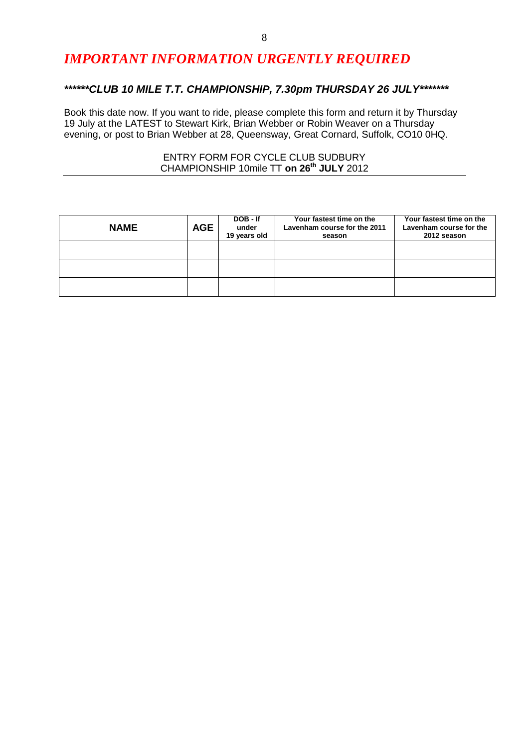# *IMPORTANT INFORMATION URGENTLY REQUIRED*

***\*\*\*\*\*\*CLUB 10 MILE T.T. CHAMPIONSHIP, 7.30pm THURSDAY 26 JULY\*\*\*\*\*\*\****

Book this date now. If you want to ride, please complete this form and return it by Thursday 19 July at the LATEST to Stewart Kirk, Brian Webber or Robin Weaver on a Thursday evening, or post to Brian Webber at 28, Queensway, Great Cornard, Suffolk, CO10 0HQ.

ENTRY FORM FOR CYCLE CLUB SUDBURY
CHAMPIONSHIP 10mile TT **on 26th JULY** 2012

| NAME | AGE | DOB - If under 19 years old | Your fastest time on the Lavenham course for the 2011 season | Your fastest time on the Lavenham course for the 2012 season |
|---|---|---|---|---|
| | | | | |
| | | | | |
| | | | | |